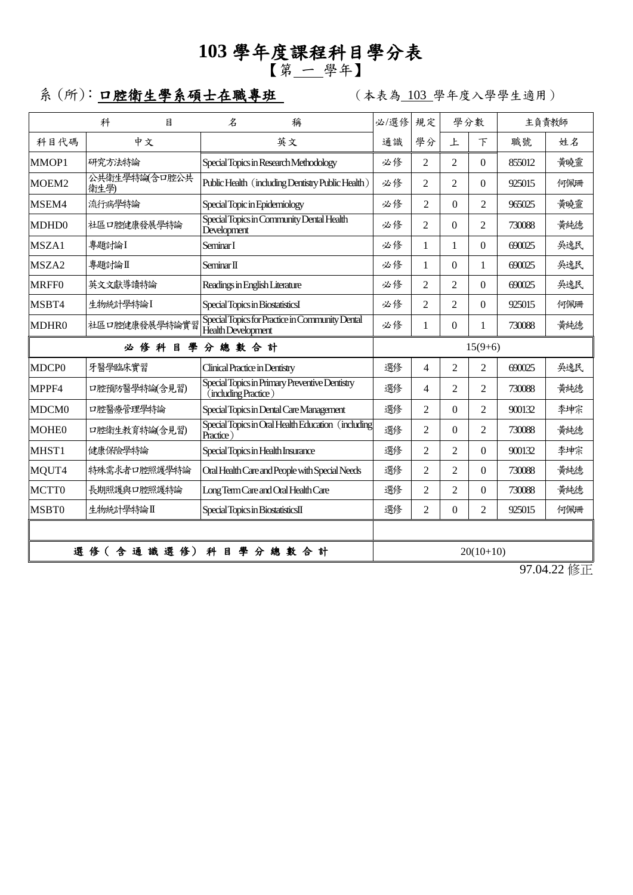# 103 學年度課程科目學分表

【第 一 學年】

系（所）: **口腔衛生學系碩士在職專班**　　（本表為 103 學年度入學學生適用）

| 科目 | 名 | 稱 | 必/選修 | 規定 | 學分數 | | 主負責教師 | |
|---|---|---|---|---|---|---|---|---|
| 科目代碼 | 中文 | 英文 | 通識 | 學分 | 上 | 下 | 職號 | 姓名 |
| MMOP1 | 研究方法特論 | Special Topics in Research Methodology | 必修 | 2 | 2 | 0 | 855012 | 黃曉靈 |
| MOEM2 | 公共衛生學特論(含口腔公共衛生學) | Public Health（including Dentistry Public Health） | 必修 | 2 | 2 | 0 | 925015 | 何佩珊 |
| MSEM4 | 流行病學特論 | Special Topic in Epidemiology | 必修 | 2 | 0 | 2 | 965025 | 黃曉靈 |
| MDHD0 | 社區口腔健康發展學特論 | Special Topics in Community Dental Health Development | 必修 | 2 | 0 | 2 | 730088 | 黃純德 |
| MSZA1 | 專題討論Ⅰ | Seminar I | 必修 | 1 | 1 | 0 | 690025 | 吳逸民 |
| MSZA2 | 專題討論Ⅱ | Seminar II | 必修 | 1 | 0 | 1 | 690025 | 吳逸民 |
| MRFF0 | 英文文獻導讀特論 | Readings in English Literature | 必修 | 2 | 2 | 0 | 690025 | 吳逸民 |
| MSBT4 | 生物統計學特論Ⅰ | Special Topics in BiostatisticsI | 必修 | 2 | 2 | 0 | 925015 | 何佩珊 |
| MDHR0 | 社區口腔健康發展學特論實習 | Special Topics for Practice in Community Dental Health Development | 必修 | 1 | 0 | 1 | 730088 | 黃純德 |
| **必修科目學分總數合計** | | | 15(9+6) | | | | | |
| MDCP0 | 牙醫學臨床實習 | Clinical Practice in Dentistry | 選修 | 4 | 2 | 2 | 690025 | 吳逸民 |
| MPPF4 | 口腔預防醫學特論(含見習) | Special Topics in Primary Preventive Dentistry（including Practice） | 選修 | 4 | 2 | 2 | 730088 | 黃純德 |
| MDCM0 | 口腔醫療管理學特論 | Special Topics in Dental Care Management | 選修 | 2 | 0 | 2 | 900132 | 李坤宗 |
| MOHE0 | 口腔衛生教育特論(含見習) | Special Topics in Oral Health Education（including Practice） | 選修 | 2 | 0 | 2 | 730088 | 黃純德 |
| MHST1 | 健康保險學特論 | Special Topics in Health Insurance | 選修 | 2 | 2 | 0 | 900132 | 李坤宗 |
| MQUT4 | 特殊需求者口腔照護學特論 | Oral Health Care and People with Special Needs | 選修 | 2 | 2 | 0 | 730088 | 黃純德 |
| MCTT0 | 長期照護與口腔照護特論 | Long Term Care and Oral Health Care | 選修 | 2 | 2 | 0 | 730088 | 黃純德 |
| MSBT0 | 生物統計學特論Ⅱ | Special Topics in BiostatisticsII | 選修 | 2 | 0 | 2 | 925015 | 何佩珊 |
| | | | | | | | | |
| **選修（含通識選修）科目學分總數合計** | | | 20(10+10) | | | | | |

97.04.22 修正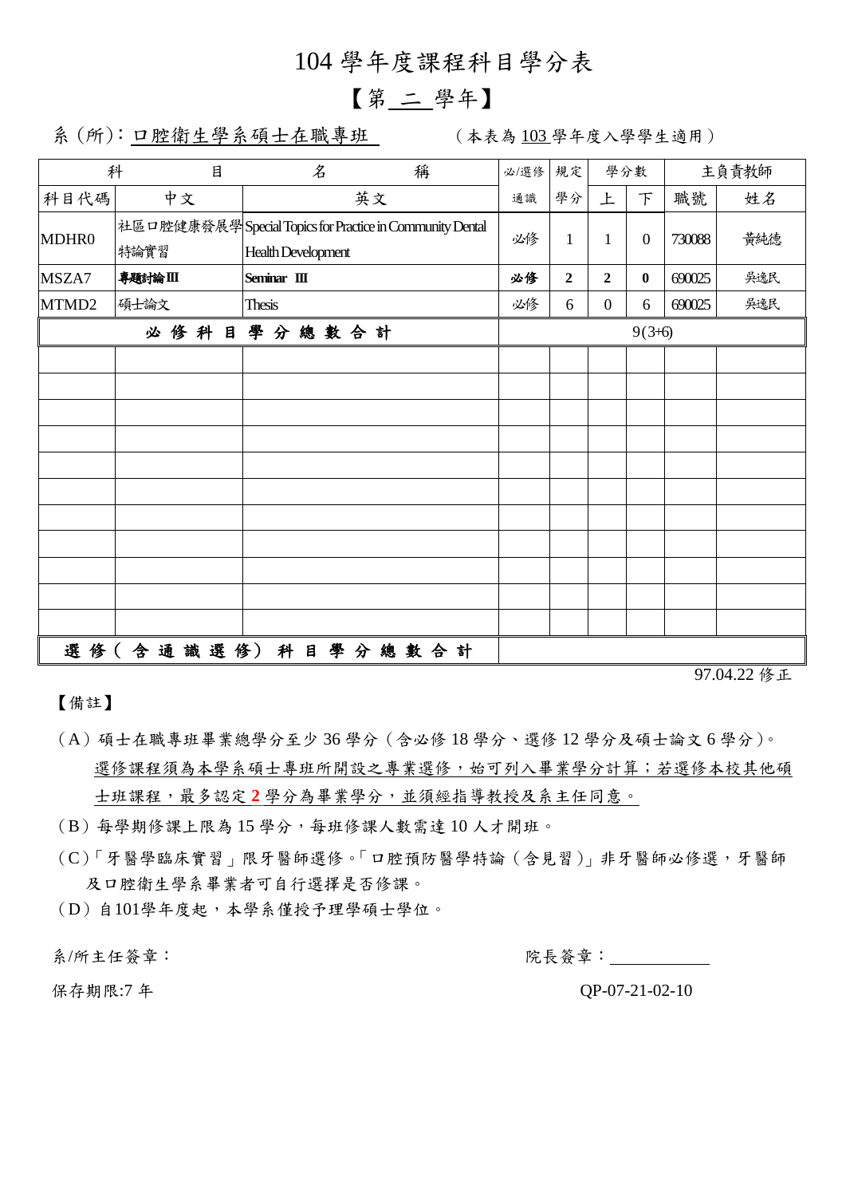# 104 學年度課程科目學分表

## 【第 二 學年】

系（所）：口腔衛生學系碩士在職專班　　　（本表為 103 學年度入學學生適用）

| 科目 | | 名稱 | 必/選修 | 規定 | 學分數 | | 主負責教師 | |
|---|---|---|---|---|---|---|---|---|
| 科目代碼 | 中文 | 英文 | 通識 | 學分 | 上 | 下 | 職號 | 姓名 |
| MDHR0 | 社區口腔健康發展學特論實習 | Special Topics for Practice in Community Dental Health Development | 必修 | 1 | 1 | 0 | 730088 | 黃純德 |
| MSZA7 | **專題討論 III** | **Seminar III** | **必修** | **2** | **2** | **0** | 690025 | 吳逸民 |
| MTMD2 | 碩士論文 | Thesis | 必修 | 6 | 0 | 6 | 690025 | 吳逸民 |
| **必修科目學分總數合計** | | | 9(3+6) | | | | | |
| | | | | | | | | |
| | | | | | | | | |
| | | | | | | | | |
| | | | | | | | | |
| | | | | | | | | |
| | | | | | | | | |
| | | | | | | | | |
| | | | | | | | | |
| | | | | | | | | |
| | | | | | | | | |
| | | | | | | | | |
| **選修（含通識選修）科目學分總數合計** | | | | | | | | |

97.04.22 修正

【備註】

（A）碩士在職專班畢業總學分至少 36 學分（含必修 18 學分、選修 12 學分及碩士論文 6 學分）。選修課程須為本學系碩士專班所開設之專業選修，始可列入畢業學分計算；若選修本校其他碩士班課程，最多認定 **2** 學分為畢業學分，並須經指導教授及系主任同意。

（B）每學期修課上限為 15 學分，每班修課人數需達 10 人才開班。

（C）「牙醫學臨床實習」限牙醫師選修。「口腔預防醫學特論（含見習）」非牙醫師必修選，牙醫師及口腔衛生學系畢業者可自行選擇是否修課。

（D）自101學年度起，本學系僅授予理學碩士學位。

系/所主任簽章：　　　　　　　　　　　　　　　院長簽章：\_\_\_\_\_\_\_\_\_\_\_\_

保存期限:7 年　　　　　　　　　　　　　　　　QP-07-21-02-10